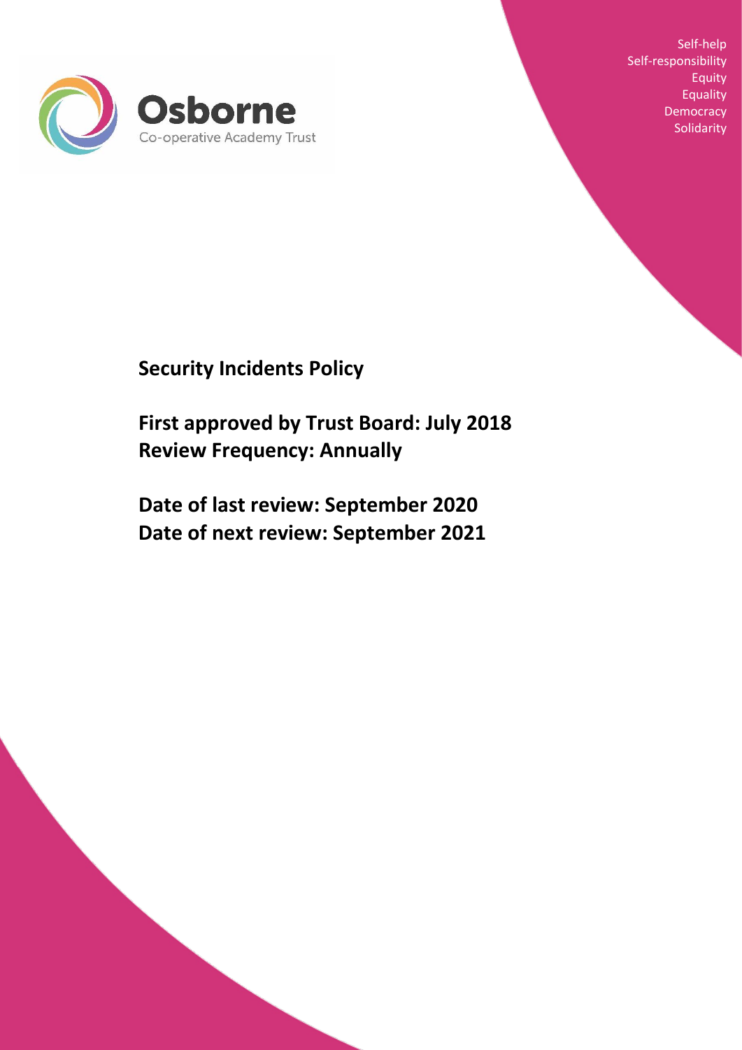Osborne

Co-operative Academy Trust

Self-help
Self-responsibility
Equity
Equality
Democracy
Solidarity

# Security Incidents Policy

**First approved by Trust Board: July 2018**
**Review Frequency: Annually**

**Date of last review: September 2020**
**Date of next review: September 2021**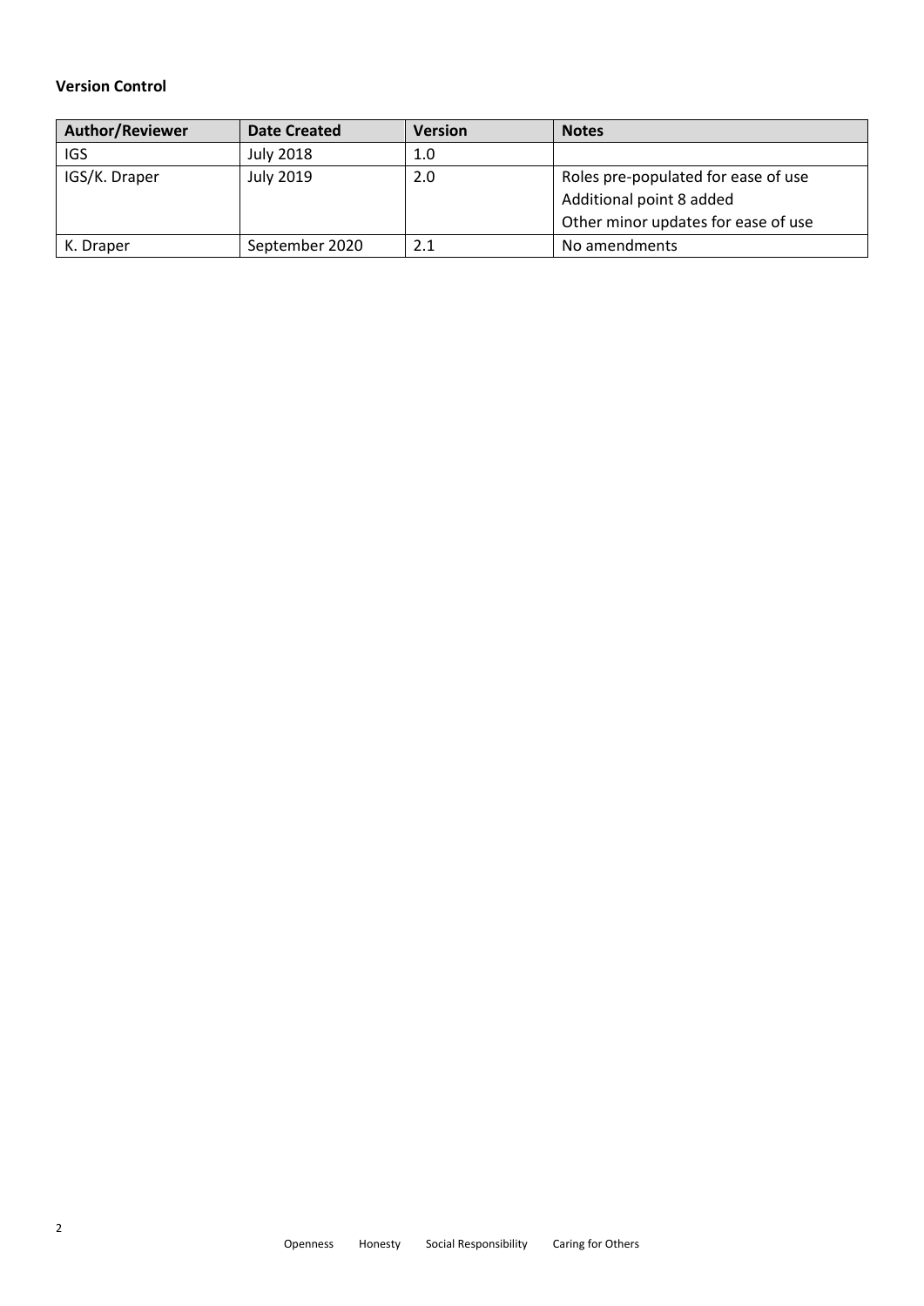**Version Control**

| Author/Reviewer | Date Created | Version | Notes |
| --- | --- | --- | --- |
| IGS | July 2018 | 1.0 | |
| IGS/K. Draper | July 2019 | 2.0 | Roles pre-populated for ease of use<br>Additional point 8 added<br>Other minor updates for ease of use |
| K. Draper | September 2020 | 2.1 | No amendments |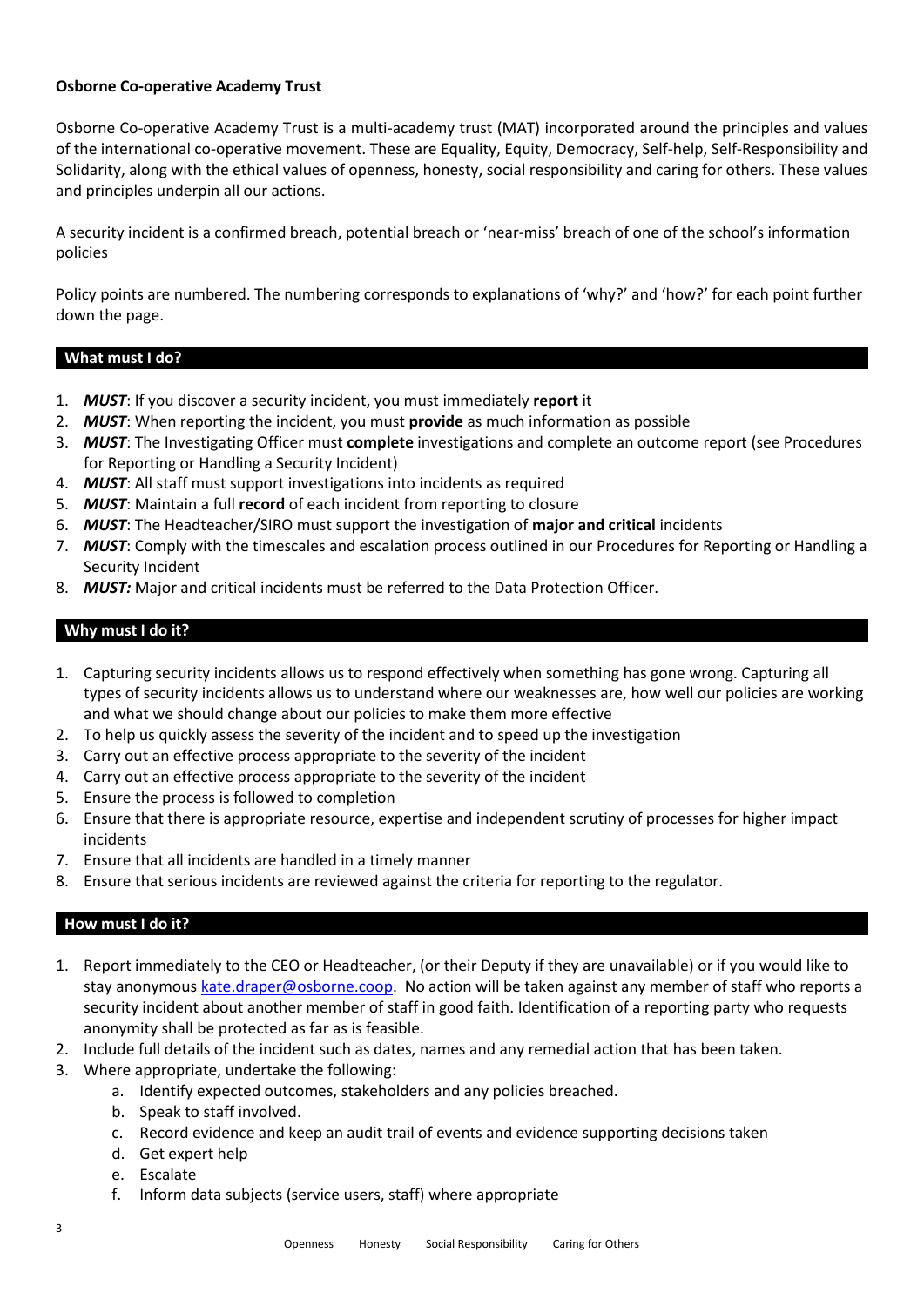**Osborne Co-operative Academy Trust**

Osborne Co-operative Academy Trust is a multi-academy trust (MAT) incorporated around the principles and values of the international co-operative movement. These are Equality, Equity, Democracy, Self-help, Self-Responsibility and Solidarity, along with the ethical values of openness, honesty, social responsibility and caring for others. These values and principles underpin all our actions.

A security incident is a confirmed breach, potential breach or 'near-miss' breach of one of the school's information policies

Policy points are numbered. The numbering corresponds to explanations of 'why?' and 'how?' for each point further down the page.

## What must I do?

1. ***MUST***: If you discover a security incident, you must immediately **report** it
2. ***MUST***: When reporting the incident, you must **provide** as much information as possible
3. ***MUST***: The Investigating Officer must **complete** investigations and complete an outcome report (see Procedures for Reporting or Handling a Security Incident)
4. ***MUST***: All staff must support investigations into incidents as required
5. ***MUST***: Maintain a full **record** of each incident from reporting to closure
6. ***MUST***: The Headteacher/SIRO must support the investigation of **major and critical** incidents
7. ***MUST***: Comply with the timescales and escalation process outlined in our Procedures for Reporting or Handling a Security Incident
8. ***MUST:*** Major and critical incidents must be referred to the Data Protection Officer.

## Why must I do it?

1. Capturing security incidents allows us to respond effectively when something has gone wrong. Capturing all types of security incidents allows us to understand where our weaknesses are, how well our policies are working and what we should change about our policies to make them more effective
2. To help us quickly assess the severity of the incident and to speed up the investigation
3. Carry out an effective process appropriate to the severity of the incident
4. Carry out an effective process appropriate to the severity of the incident
5. Ensure the process is followed to completion
6. Ensure that there is appropriate resource, expertise and independent scrutiny of processes for higher impact incidents
7. Ensure that all incidents are handled in a timely manner
8. Ensure that serious incidents are reviewed against the criteria for reporting to the regulator.

## How must I do it?

1. Report immediately to the CEO or Headteacher, (or their Deputy if they are unavailable) or if you would like to stay anonymous kate.draper@osborne.coop. No action will be taken against any member of staff who reports a security incident about another member of staff in good faith. Identification of a reporting party who requests anonymity shall be protected as far as is feasible.
2. Include full details of the incident such as dates, names and any remedial action that has been taken.
3. Where appropriate, undertake the following:
   a. Identify expected outcomes, stakeholders and any policies breached.
   b. Speak to staff involved.
   c. Record evidence and keep an audit trail of events and evidence supporting decisions taken
   d. Get expert help
   e. Escalate
   f. Inform data subjects (service users, staff) where appropriate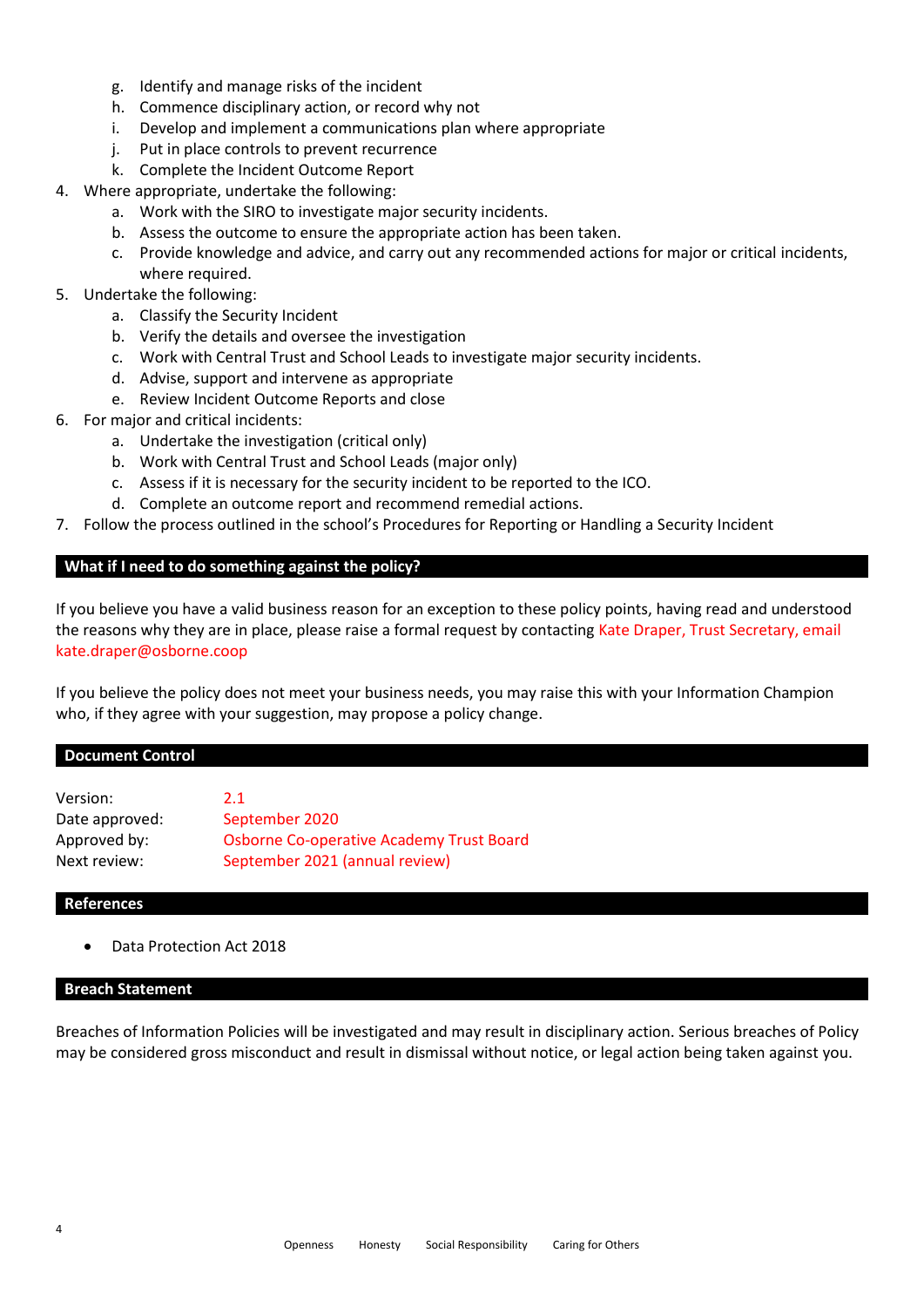g. Identify and manage risks of the incident
   h. Commence disciplinary action, or record why not
   i. Develop and implement a communications plan where appropriate
   j. Put in place controls to prevent recurrence
   k. Complete the Incident Outcome Report
4. Where appropriate, undertake the following:
   a. Work with the SIRO to investigate major security incidents.
   b. Assess the outcome to ensure the appropriate action has been taken.
   c. Provide knowledge and advice, and carry out any recommended actions for major or critical incidents, where required.
5. Undertake the following:
   a. Classify the Security Incident
   b. Verify the details and oversee the investigation
   c. Work with Central Trust and School Leads to investigate major security incidents.
   d. Advise, support and intervene as appropriate
   e. Review Incident Outcome Reports and close
6. For major and critical incidents:
   a. Undertake the investigation (critical only)
   b. Work with Central Trust and School Leads (major only)
   c. Assess if it is necessary for the security incident to be reported to the ICO.
   d. Complete an outcome report and recommend remedial actions.
7. Follow the process outlined in the school's Procedures for Reporting or Handling a Security Incident

## What if I need to do something against the policy?

If you believe you have a valid business reason for an exception to these policy points, having read and understood the reasons why they are in place, please raise a formal request by contacting Kate Draper, Trust Secretary, email kate.draper@osborne.coop

If you believe the policy does not meet your business needs, you may raise this with your Information Champion who, if they agree with your suggestion, may propose a policy change.

## Document Control

| | |
|---|---|
| Version: | 2.1 |
| Date approved: | September 2020 |
| Approved by: | Osborne Co-operative Academy Trust Board |
| Next review: | September 2021 (annual review) |

## References

- Data Protection Act 2018

## Breach Statement

Breaches of Information Policies will be investigated and may result in disciplinary action. Serious breaches of Policy may be considered gross misconduct and result in dismissal without notice, or legal action being taken against you.